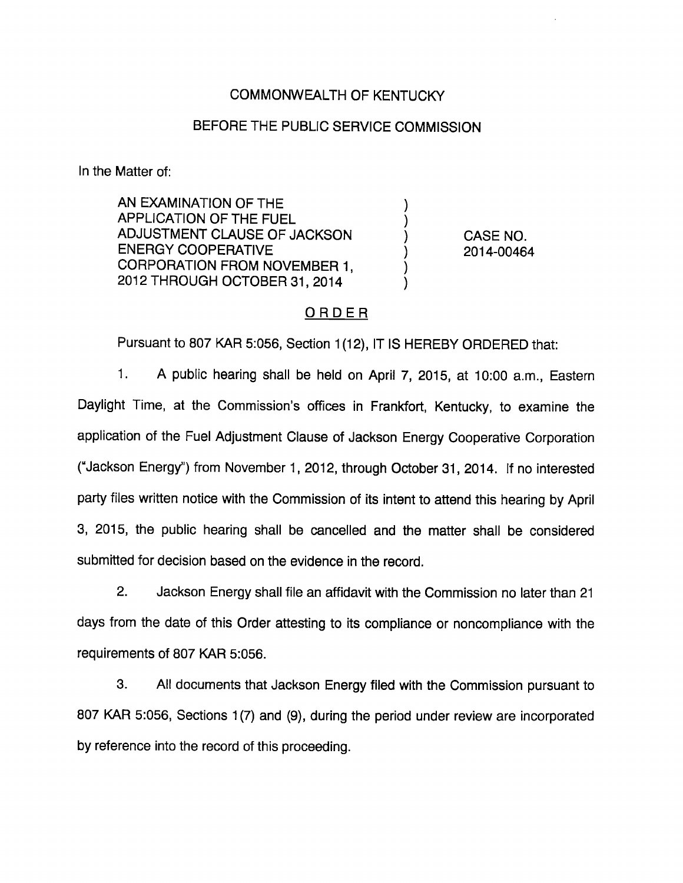COMMONWEALTH OF KENTUCKY

BEFORE THE PUBLIC SERVICE COMMISSION

In the Matter of:

| | | |
|---|---|---|
| AN EXAMINATION OF THE APPLICATION OF THE FUEL ADJUSTMENT CLAUSE OF JACKSON ENERGY COOPERATIVE CORPORATION FROM NOVEMBER 1, 2012 THROUGH OCTOBER 31, 2014 | ) | CASE NO. 2014-00464 |

## ORDER

Pursuant to 807 KAR 5:056, Section 1(12), IT IS HEREBY ORDERED that:

1. A public hearing shall be held on April 7, 2015, at 10:00 a.m., Eastern Daylight Time, at the Commission's offices in Frankfort, Kentucky, to examine the application of the Fuel Adjustment Clause of Jackson Energy Cooperative Corporation ("Jackson Energy") from November 1, 2012, through October 31, 2014. If no interested party files written notice with the Commission of its intent to attend this hearing by April 3, 2015, the public hearing shall be cancelled and the matter shall be considered submitted for decision based on the evidence in the record.

2. Jackson Energy shall file an affidavit with the Commission no later than 21 days from the date of this Order attesting to its compliance or noncompliance with the requirements of 807 KAR 5:056.

3. All documents that Jackson Energy filed with the Commission pursuant to 807 KAR 5:056, Sections 1(7) and (9), during the period under review are incorporated by reference into the record of this proceeding.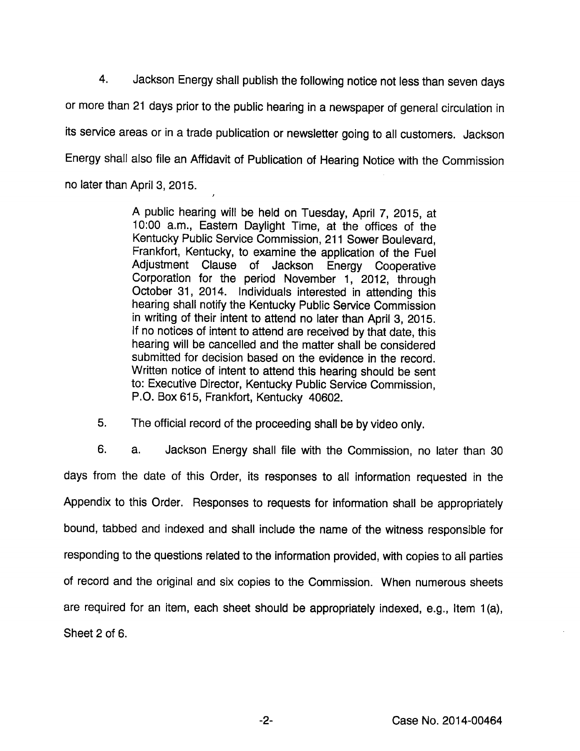4. Jackson Energy shall publish the following notice not less than seven days or more than 21 days prior to the public hearing in a newspaper of general circulation in its service areas or in a trade publication or newsletter going to all customers. Jackson Energy shall also file an Affidavit of Publication of Hearing Notice with the Commission no later than April 3, 2015.

> A public hearing will be held on Tuesday, April 7, 2015, at 10:00 a.m., Eastern Daylight Time, at the offices of the Kentucky Public Service Commission, 211 Sower Boulevard, Frankfort, Kentucky, to examine the application of the Fuel Adjustment Clause of Jackson Energy Cooperative Corporation for the period November 1, 2012, through October 31, 2014. Individuals interested in attending this hearing shall notify the Kentucky Public Service Commission in writing of their intent to attend no later than April 3, 2015. If no notices of intent to attend are received by that date, this hearing will be cancelled and the matter shall be considered submitted for decision based on the evidence in the record. Written notice of intent to attend this hearing should be sent to: Executive Director, Kentucky Public Service Commission, P.O. Box 615, Frankfort, Kentucky 40602.

5. The official record of the proceeding shall be by video only.

6. a. Jackson Energy shall file with the Commission, no later than 30 days from the date of this Order, its responses to all information requested in the Appendix to this Order. Responses to requests for information shall be appropriately bound, tabbed and indexed and shall include the name of the witness responsible for responding to the questions related to the information provided, with copies to all parties of record and the original and six copies to the Commission. When numerous sheets are required for an item, each sheet should be appropriately indexed, e.g., Item 1(a), Sheet 2 of 6.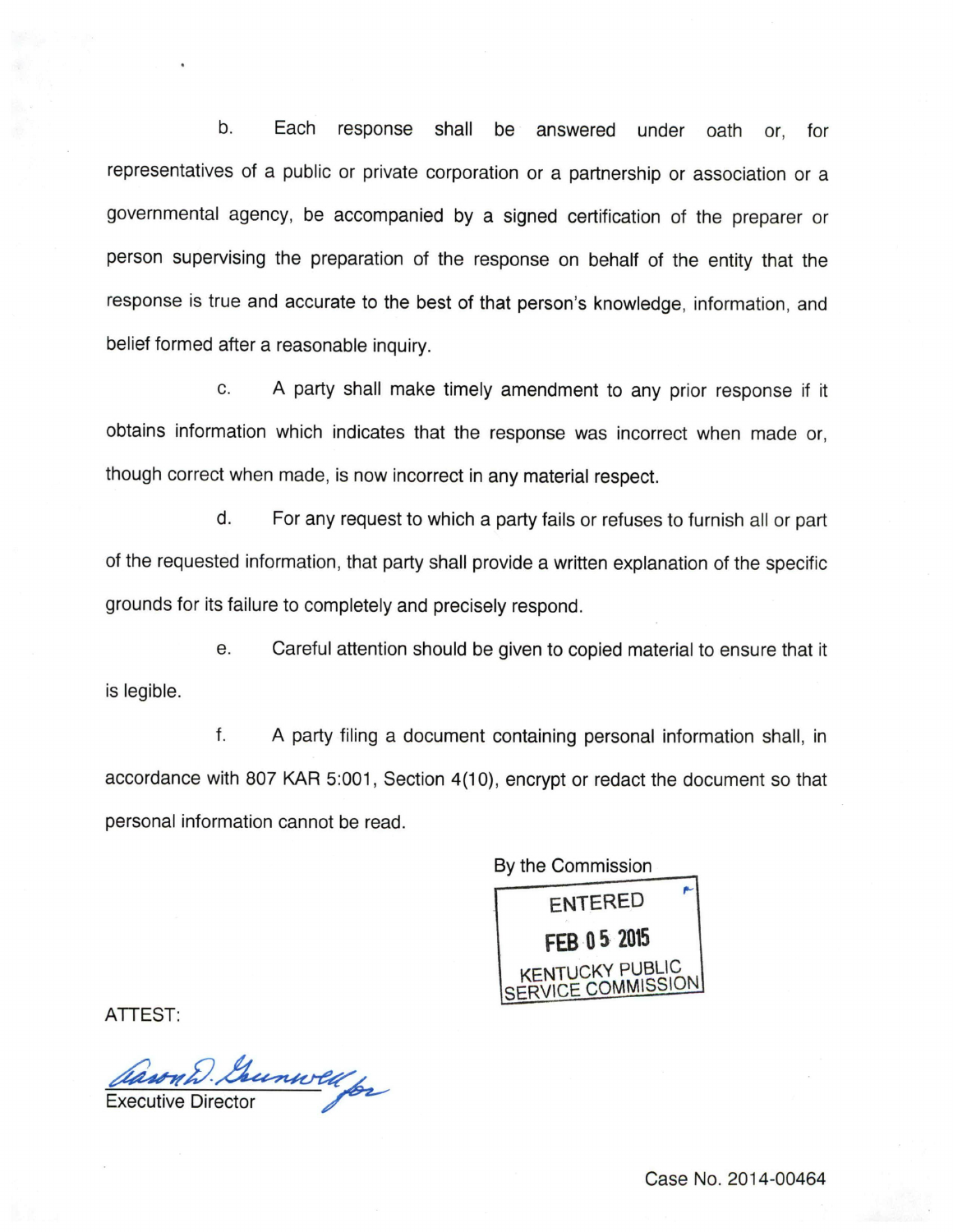b. Each response shall be answered under oath or, for representatives of a public or private corporation or a partnership or association or a governmental agency, be accompanied by a signed certification of the preparer or person supervising the preparation of the response on behalf of the entity that the response is true and accurate to the best of that person's knowledge, information, and belief formed after a reasonable inquiry.

c. A party shall make timely amendment to any prior response if it obtains information which indicates that the response was incorrect when made or, though correct when made, is now incorrect in any material respect.

d. For any request to which a party fails or refuses to furnish all or part of the requested information, that party shall provide a written explanation of the specific grounds for its failure to completely and precisely respond.

e. Careful attention should be given to copied material to ensure that it is legible.

f. A party filing a document containing personal information shall, in accordance with 807 KAR 5:001, Section 4(10), encrypt or redact the document so that personal information cannot be read.

By the Commission

ENTERED
FEB 05 2015
KENTUCKY PUBLIC SERVICE COMMISSION

ATTEST:

Executive Director

Case No. 2014-00464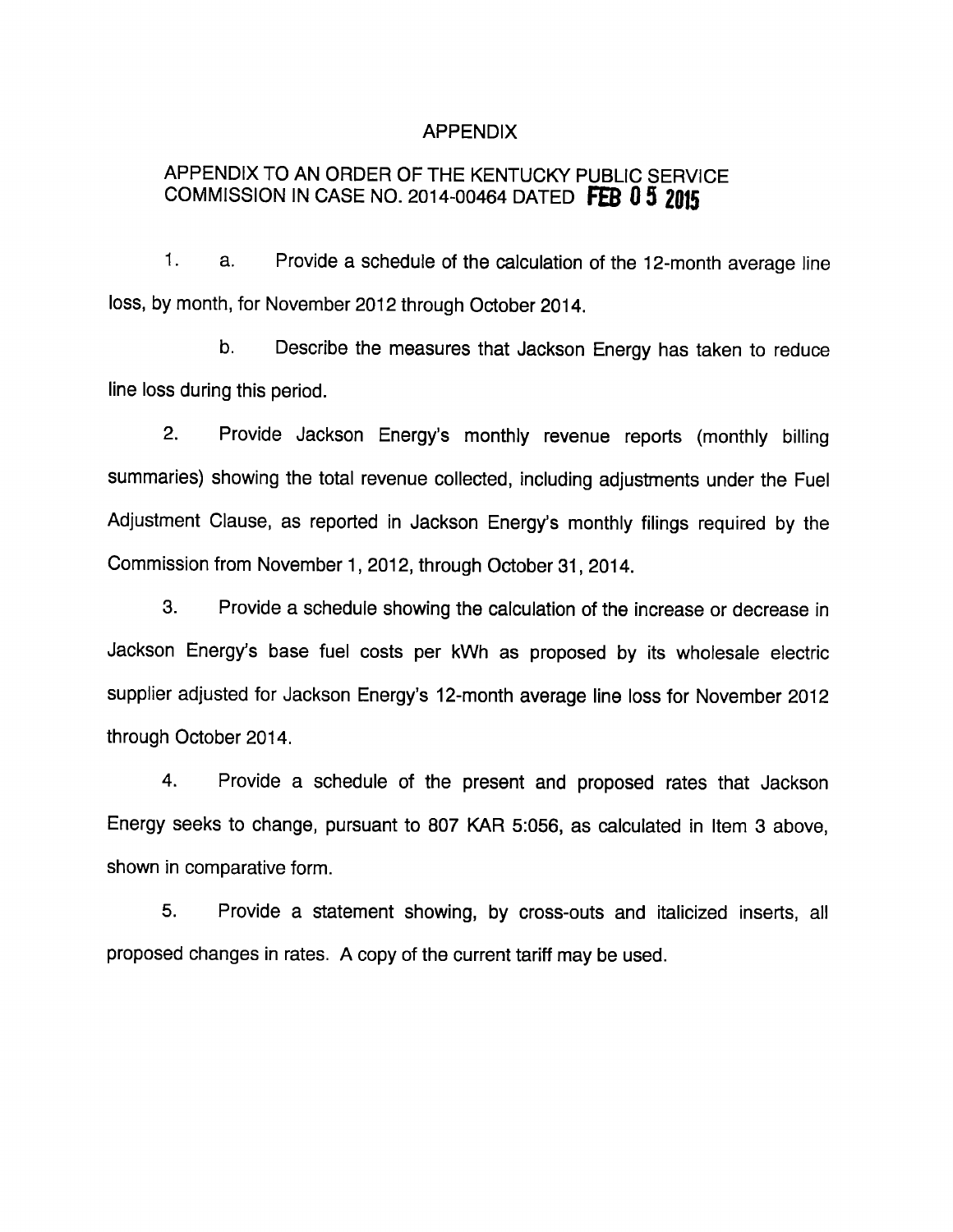# APPENDIX

## APPENDIX TO AN ORDER OF THE KENTUCKY PUBLIC SERVICE COMMISSION IN CASE NO. 2014-00464 DATED FEB 05 2015

1. a. Provide a schedule of the calculation of the 12-month average line loss, by month, for November 2012 through October 2014.

   b. Describe the measures that Jackson Energy has taken to reduce line loss during this period.

2. Provide Jackson Energy's monthly revenue reports (monthly billing summaries) showing the total revenue collected, including adjustments under the Fuel Adjustment Clause, as reported in Jackson Energy's monthly filings required by the Commission from November 1, 2012, through October 31, 2014.

3. Provide a schedule showing the calculation of the increase or decrease in Jackson Energy's base fuel costs per kWh as proposed by its wholesale electric supplier adjusted for Jackson Energy's 12-month average line loss for November 2012 through October 2014.

4. Provide a schedule of the present and proposed rates that Jackson Energy seeks to change, pursuant to 807 KAR 5:056, as calculated in Item 3 above, shown in comparative form.

5. Provide a statement showing, by cross-outs and italicized inserts, all proposed changes in rates. A copy of the current tariff may be used.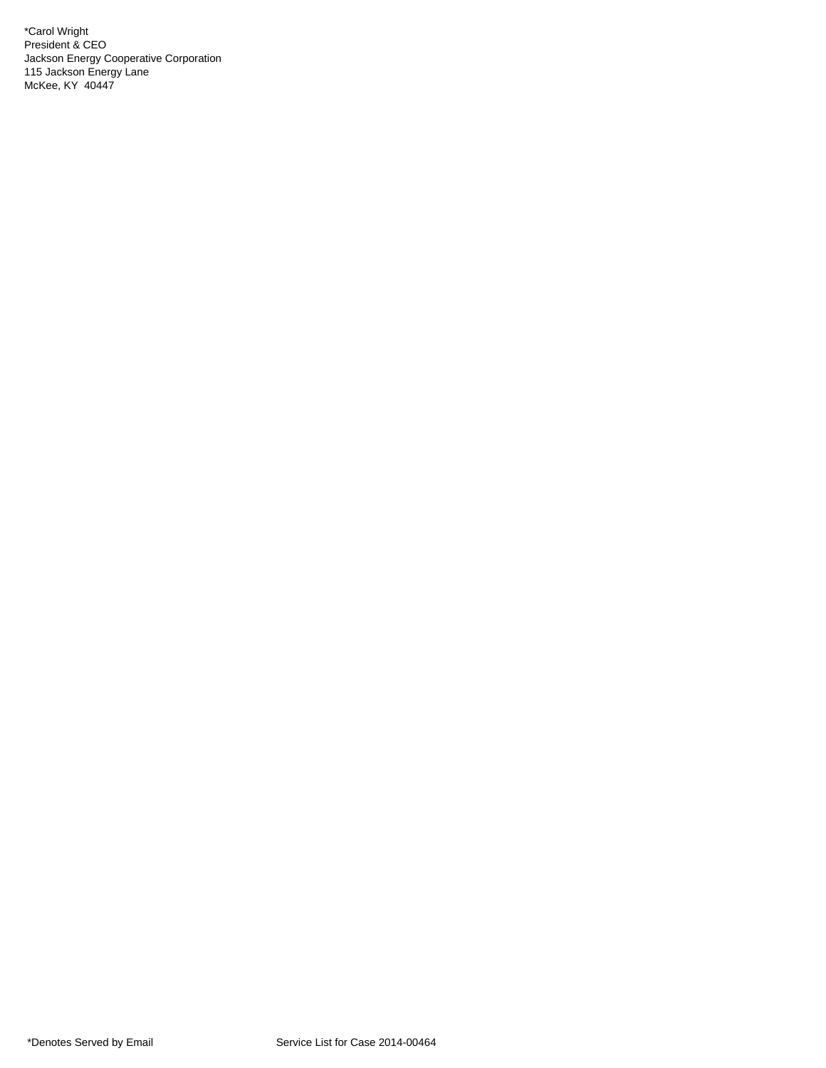*Carol Wright
President & CEO
Jackson Energy Cooperative Corporation
115 Jackson Energy Lane
McKee, KY  40447

*Denotes Served by Email

Service List for Case 2014-00464